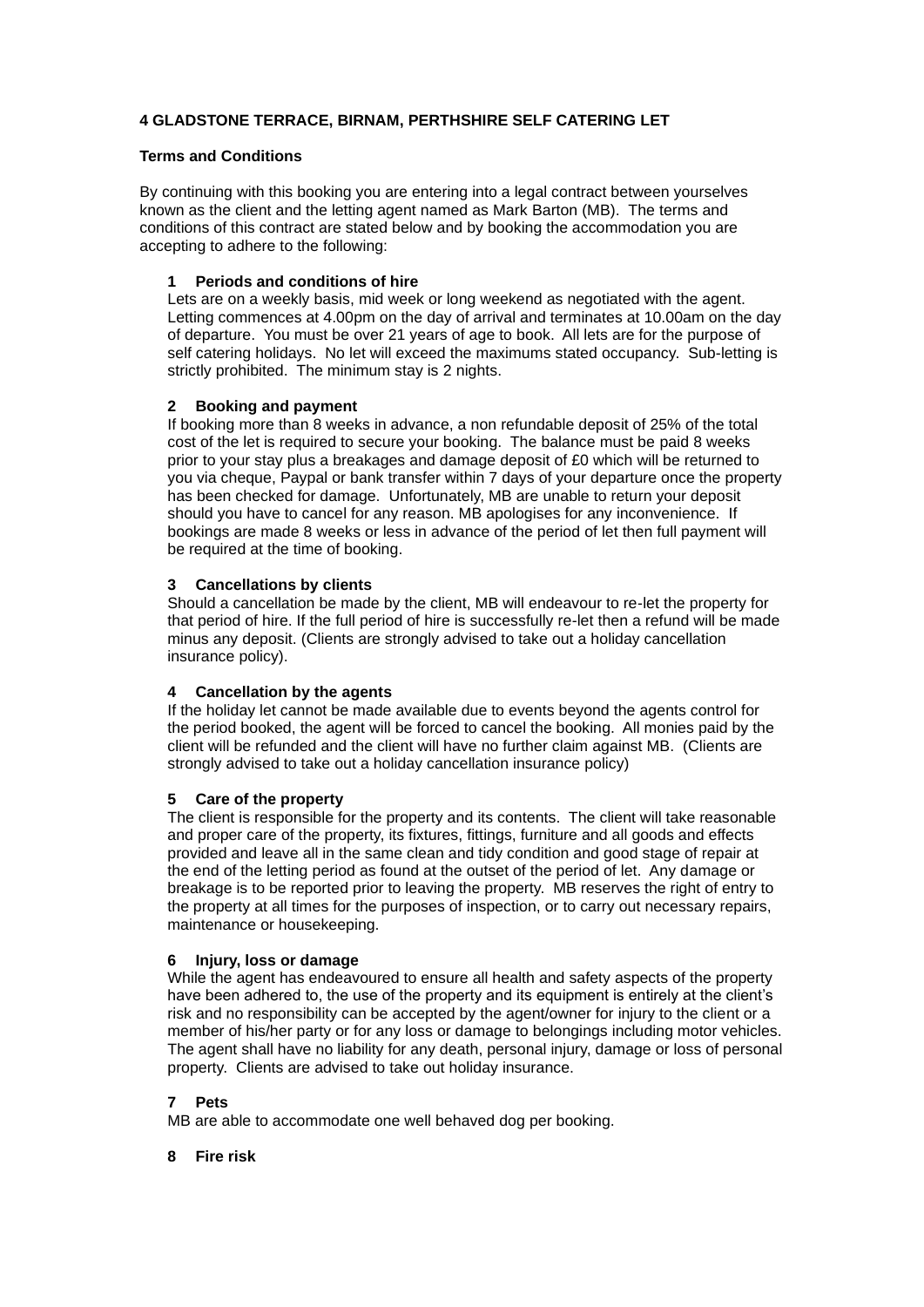**4 GLADSTONE TERRACE, BIRNAM, PERTHSHIRE SELF CATERING LET**

**Terms and Conditions**

By continuing with this booking you are entering into a legal contract between yourselves known as the client and the letting agent named as Mark Barton (MB). The terms and conditions of this contract are stated below and by booking the accommodation you are accepting to adhere to the following:

**1 Periods and conditions of hire**

Lets are on a weekly basis, mid week or long weekend as negotiated with the agent. Letting commences at 4.00pm on the day of arrival and terminates at 10.00am on the day of departure. You must be over 21 years of age to book. All lets are for the purpose of self catering holidays. No let will exceed the maximums stated occupancy. Sub-letting is strictly prohibited. The minimum stay is 2 nights.

**2 Booking and payment**

If booking more than 8 weeks in advance, a non refundable deposit of 25% of the total cost of the let is required to secure your booking. The balance must be paid 8 weeks prior to your stay plus a breakages and damage deposit of £0 which will be returned to you via cheque, Paypal or bank transfer within 7 days of your departure once the property has been checked for damage. Unfortunately, MB are unable to return your deposit should you have to cancel for any reason. MB apologises for any inconvenience. If bookings are made 8 weeks or less in advance of the period of let then full payment will be required at the time of booking.

**3 Cancellations by clients**

Should a cancellation be made by the client, MB will endeavour to re-let the property for that period of hire. If the full period of hire is successfully re-let then a refund will be made minus any deposit. (Clients are strongly advised to take out a holiday cancellation insurance policy).

**4 Cancellation by the agents**

If the holiday let cannot be made available due to events beyond the agents control for the period booked, the agent will be forced to cancel the booking. All monies paid by the client will be refunded and the client will have no further claim against MB. (Clients are strongly advised to take out a holiday cancellation insurance policy)

**5 Care of the property**

The client is responsible for the property and its contents. The client will take reasonable and proper care of the property, its fixtures, fittings, furniture and all goods and effects provided and leave all in the same clean and tidy condition and good stage of repair at the end of the letting period as found at the outset of the period of let. Any damage or breakage is to be reported prior to leaving the property. MB reserves the right of entry to the property at all times for the purposes of inspection, or to carry out necessary repairs, maintenance or housekeeping.

**6 Injury, loss or damage**

While the agent has endeavoured to ensure all health and safety aspects of the property have been adhered to, the use of the property and its equipment is entirely at the client's risk and no responsibility can be accepted by the agent/owner for injury to the client or a member of his/her party or for any loss or damage to belongings including motor vehicles. The agent shall have no liability for any death, personal injury, damage or loss of personal property. Clients are advised to take out holiday insurance.

**7 Pets**

MB are able to accommodate one well behaved dog per booking.

**8 Fire risk**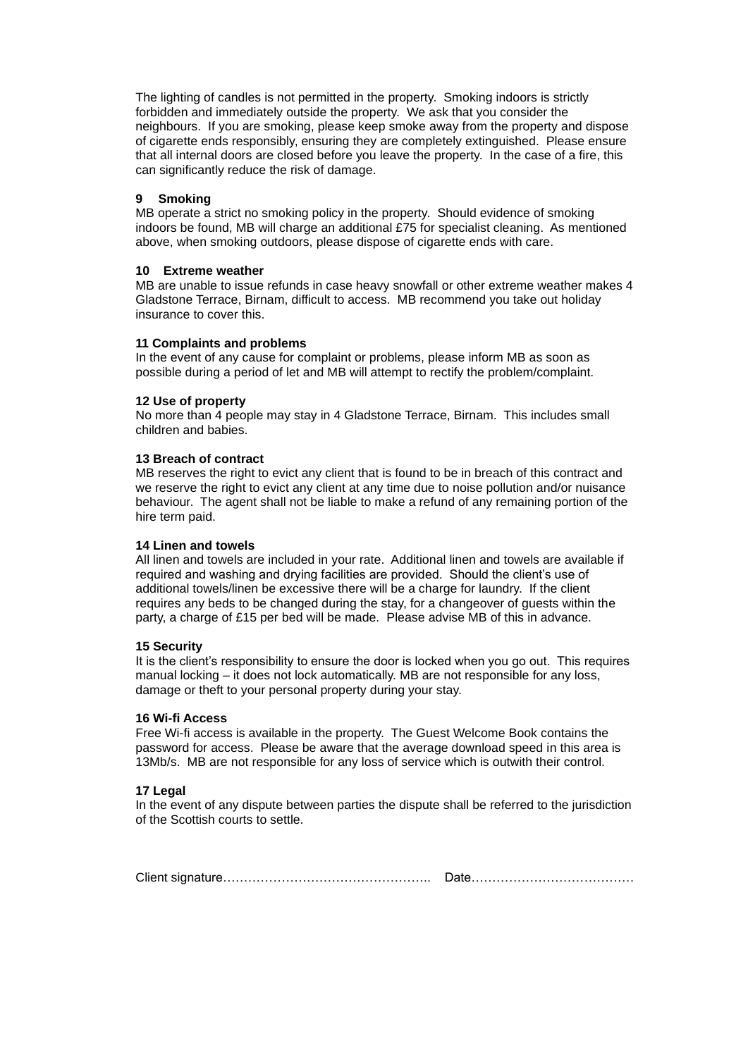The lighting of candles is not permitted in the property. Smoking indoors is strictly forbidden and immediately outside the property. We ask that you consider the neighbours. If you are smoking, please keep smoke away from the property and dispose of cigarette ends responsibly, ensuring they are completely extinguished. Please ensure that all internal doors are closed before you leave the property. In the case of a fire, this can significantly reduce the risk of damage.

**9 Smoking**

MB operate a strict no smoking policy in the property. Should evidence of smoking indoors be found, MB will charge an additional £75 for specialist cleaning. As mentioned above, when smoking outdoors, please dispose of cigarette ends with care.

**10 Extreme weather**

MB are unable to issue refunds in case heavy snowfall or other extreme weather makes 4 Gladstone Terrace, Birnam, difficult to access. MB recommend you take out holiday insurance to cover this.

**11 Complaints and problems**

In the event of any cause for complaint or problems, please inform MB as soon as possible during a period of let and MB will attempt to rectify the problem/complaint.

**12 Use of property**

No more than 4 people may stay in 4 Gladstone Terrace, Birnam. This includes small children and babies.

**13 Breach of contract**

MB reserves the right to evict any client that is found to be in breach of this contract and we reserve the right to evict any client at any time due to noise pollution and/or nuisance behaviour. The agent shall not be liable to make a refund of any remaining portion of the hire term paid.

**14 Linen and towels**

All linen and towels are included in your rate. Additional linen and towels are available if required and washing and drying facilities are provided. Should the client's use of additional towels/linen be excessive there will be a charge for laundry. If the client requires any beds to be changed during the stay, for a changeover of guests within the party, a charge of £15 per bed will be made. Please advise MB of this in advance.

**15 Security**

It is the client's responsibility to ensure the door is locked when you go out. This requires manual locking – it does not lock automatically. MB are not responsible for any loss, damage or theft to your personal property during your stay.

**16 Wi-fi Access**

Free Wi-fi access is available in the property. The Guest Welcome Book contains the password for access. Please be aware that the average download speed in this area is 13Mb/s. MB are not responsible for any loss of service which is outwith their control.

**17 Legal**

In the event of any dispute between parties the dispute shall be referred to the jurisdiction of the Scottish courts to settle.

Client signature………………………………………….. Date…………………………………